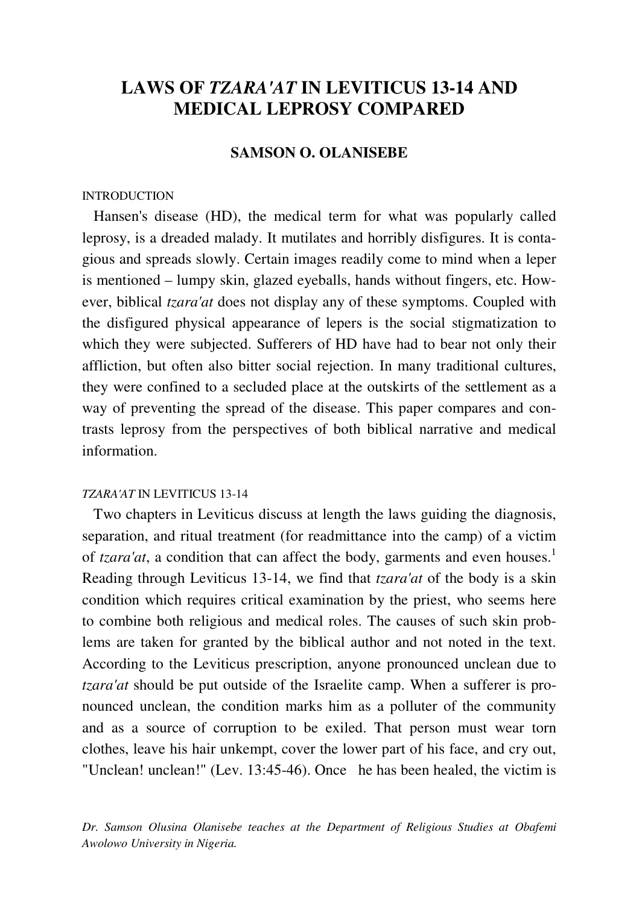# LAWS OF *TZARA'AT* IN LEVITICUS 13-14 AND MEDICAL LEPROSY COMPARED

**SAMSON O. OLANISEBE**

## INTRODUCTION

Hansen's disease (HD), the medical term for what was popularly called leprosy, is a dreaded malady. It mutilates and horribly disfigures. It is contagious and spreads slowly. Certain images readily come to mind when a leper is mentioned – lumpy skin, glazed eyeballs, hands without fingers, etc. However, biblical *tzara'at* does not display any of these symptoms. Coupled with the disfigured physical appearance of lepers is the social stigmatization to which they were subjected. Sufferers of HD have had to bear not only their affliction, but often also bitter social rejection. In many traditional cultures, they were confined to a secluded place at the outskirts of the settlement as a way of preventing the spread of the disease. This paper compares and contrasts leprosy from the perspectives of both biblical narrative and medical information.

## *TZARA'AT* IN LEVITICUS 13-14

Two chapters in Leviticus discuss at length the laws guiding the diagnosis, separation, and ritual treatment (for readmittance into the camp) of a victim of *tzara'at*, a condition that can affect the body, garments and even houses.[1] Reading through Leviticus 13-14, we find that *tzara'at* of the body is a skin condition which requires critical examination by the priest, who seems here to combine both religious and medical roles. The causes of such skin problems are taken for granted by the biblical author and not noted in the text. According to the Leviticus prescription, anyone pronounced unclean due to *tzara'at* should be put outside of the Israelite camp. When a sufferer is pronounced unclean, the condition marks him as a polluter of the community and as a source of corruption to be exiled. That person must wear torn clothes, leave his hair unkempt, cover the lower part of his face, and cry out, "Unclean! unclean!" (Lev. 13:45-46). Once he has been healed, the victim is

*Dr. Samson Olusina Olanisebe teaches at the Department of Religious Studies at Obafemi Awolowo University in Nigeria.*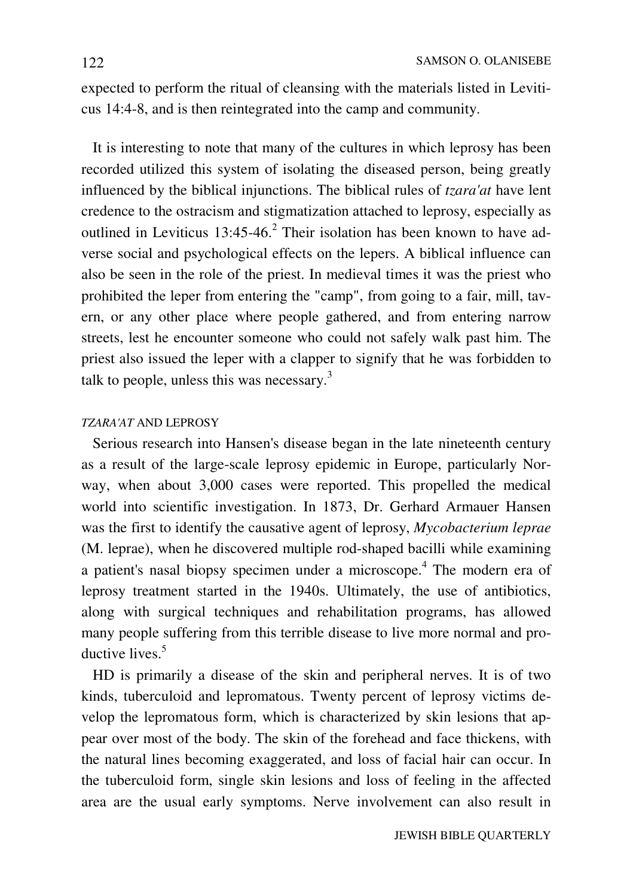expected to perform the ritual of cleansing with the materials listed in Leviticus 14:4-8, and is then reintegrated into the camp and community.

It is interesting to note that many of the cultures in which leprosy has been recorded utilized this system of isolating the diseased person, being greatly influenced by the biblical injunctions. The biblical rules of *tzara'at* have lent credence to the ostracism and stigmatization attached to leprosy, especially as outlined in Leviticus 13:45-46.[2] Their isolation has been known to have adverse social and psychological effects on the lepers. A biblical influence can also be seen in the role of the priest. In medieval times it was the priest who prohibited the leper from entering the "camp", from going to a fair, mill, tavern, or any other place where people gathered, and from entering narrow streets, lest he encounter someone who could not safely walk past him. The priest also issued the leper with a clapper to signify that he was forbidden to talk to people, unless this was necessary.[3]

### *TZARA'AT* AND LEPROSY

Serious research into Hansen's disease began in the late nineteenth century as a result of the large-scale leprosy epidemic in Europe, particularly Norway, when about 3,000 cases were reported. This propelled the medical world into scientific investigation. In 1873, Dr. Gerhard Armauer Hansen was the first to identify the causative agent of leprosy, *Mycobacterium leprae* (M. leprae), when he discovered multiple rod-shaped bacilli while examining a patient's nasal biopsy specimen under a microscope.[4] The modern era of leprosy treatment started in the 1940s. Ultimately, the use of antibiotics, along with surgical techniques and rehabilitation programs, has allowed many people suffering from this terrible disease to live more normal and productive lives.[5]

HD is primarily a disease of the skin and peripheral nerves. It is of two kinds, tuberculoid and lepromatous. Twenty percent of leprosy victims develop the lepromatous form, which is characterized by skin lesions that appear over most of the body. The skin of the forehead and face thickens, with the natural lines becoming exaggerated, and loss of facial hair can occur. In the tuberculoid form, single skin lesions and loss of feeling in the affected area are the usual early symptoms. Nerve involvement can also result in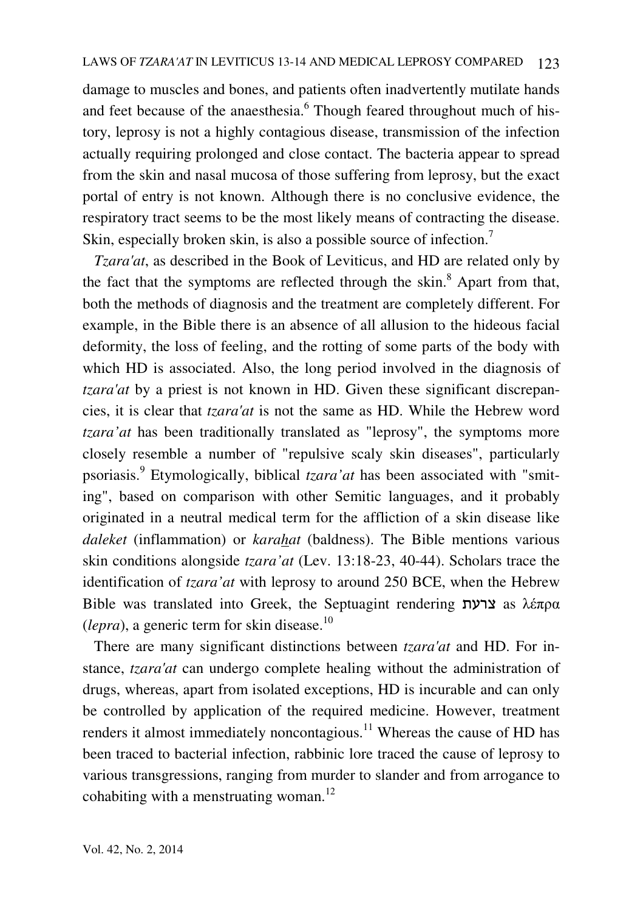damage to muscles and bones, and patients often inadvertently mutilate hands and feet because of the anaesthesia.[6] Though feared throughout much of history, leprosy is not a highly contagious disease, transmission of the infection actually requiring prolonged and close contact. The bacteria appear to spread from the skin and nasal mucosa of those suffering from leprosy, but the exact portal of entry is not known. Although there is no conclusive evidence, the respiratory tract seems to be the most likely means of contracting the disease. Skin, especially broken skin, is also a possible source of infection.[7]

*Tzara'at*, as described in the Book of Leviticus, and HD are related only by the fact that the symptoms are reflected through the skin.[8] Apart from that, both the methods of diagnosis and the treatment are completely different. For example, in the Bible there is an absence of all allusion to the hideous facial deformity, the loss of feeling, and the rotting of some parts of the body with which HD is associated. Also, the long period involved in the diagnosis of *tzara'at* by a priest is not known in HD. Given these significant discrepancies, it is clear that *tzara'at* is not the same as HD. While the Hebrew word *tzara'at* has been traditionally translated as "leprosy", the symptoms more closely resemble a number of "repulsive scaly skin diseases", particularly psoriasis.[9] Etymologically, biblical *tzara'at* has been associated with "smiting", based on comparison with other Semitic languages, and it probably originated in a neutral medical term for the affliction of a skin disease like *daleket* (inflammation) or *karahat* (baldness). The Bible mentions various skin conditions alongside *tzara'at* (Lev. 13:18-23, 40-44). Scholars trace the identification of *tzara'at* with leprosy to around 250 BCE, when the Hebrew Bible was translated into Greek, the Septuagint rendering צרעת as λέπρα (*lepra*), a generic term for skin disease.[10]

There are many significant distinctions between *tzara'at* and HD. For instance, *tzara'at* can undergo complete healing without the administration of drugs, whereas, apart from isolated exceptions, HD is incurable and can only be controlled by application of the required medicine. However, treatment renders it almost immediately noncontagious.[11] Whereas the cause of HD has been traced to bacterial infection, rabbinic lore traced the cause of leprosy to various transgressions, ranging from murder to slander and from arrogance to cohabiting with a menstruating woman.[12]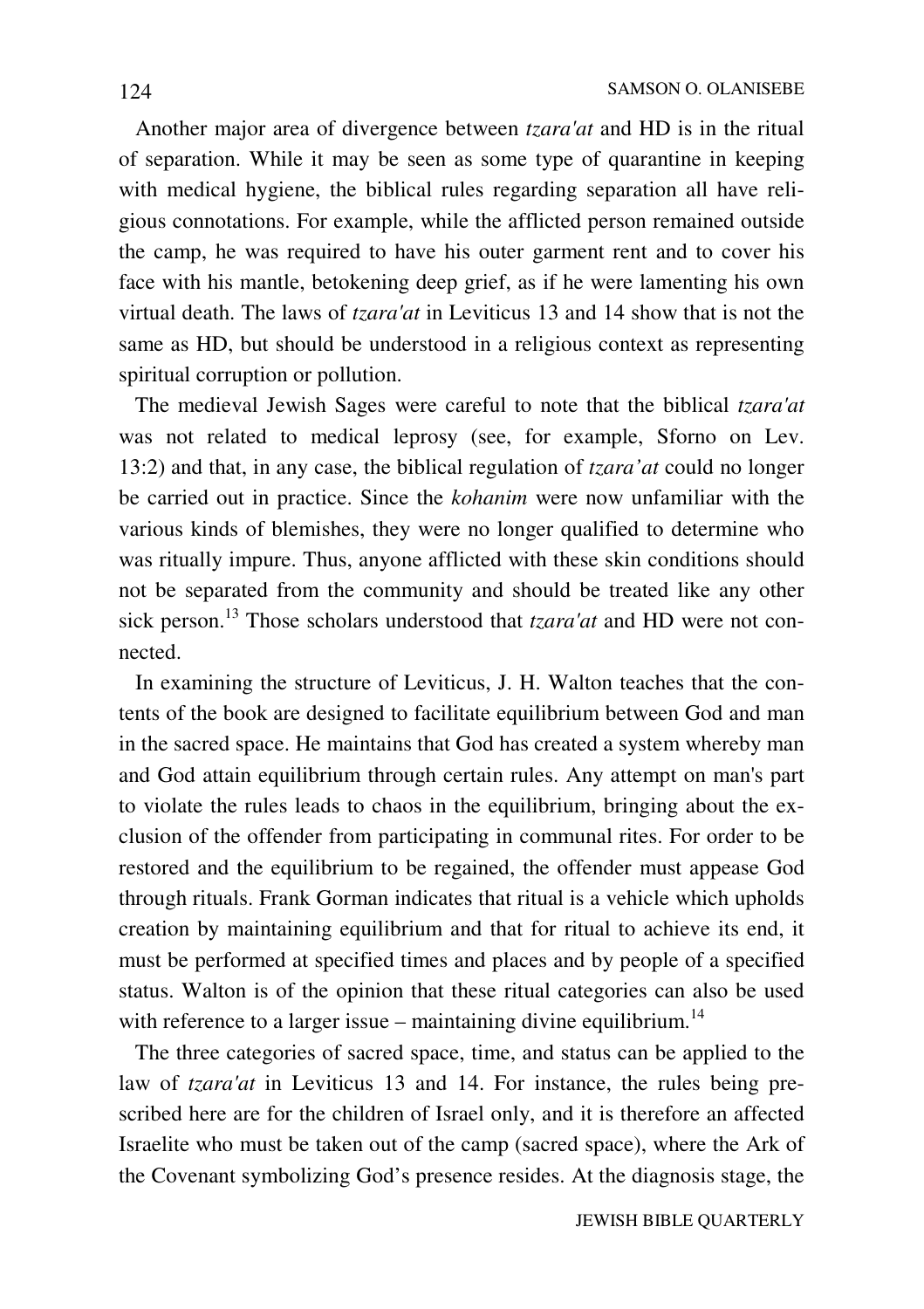Another major area of divergence between *tzara'at* and HD is in the ritual of separation. While it may be seen as some type of quarantine in keeping with medical hygiene, the biblical rules regarding separation all have religious connotations. For example, while the afflicted person remained outside the camp, he was required to have his outer garment rent and to cover his face with his mantle, betokening deep grief, as if he were lamenting his own virtual death. The laws of *tzara'at* in Leviticus 13 and 14 show that is not the same as HD, but should be understood in a religious context as representing spiritual corruption or pollution.

The medieval Jewish Sages were careful to note that the biblical *tzara'at* was not related to medical leprosy (see, for example, Sforno on Lev. 13:2) and that, in any case, the biblical regulation of *tzara'at* could no longer be carried out in practice. Since the *kohanim* were now unfamiliar with the various kinds of blemishes, they were no longer qualified to determine who was ritually impure. Thus, anyone afflicted with these skin conditions should not be separated from the community and should be treated like any other sick person.[13] Those scholars understood that *tzara'at* and HD were not connected.

In examining the structure of Leviticus, J. H. Walton teaches that the contents of the book are designed to facilitate equilibrium between God and man in the sacred space. He maintains that God has created a system whereby man and God attain equilibrium through certain rules. Any attempt on man's part to violate the rules leads to chaos in the equilibrium, bringing about the exclusion of the offender from participating in communal rites. For order to be restored and the equilibrium to be regained, the offender must appease God through rituals. Frank Gorman indicates that ritual is a vehicle which upholds creation by maintaining equilibrium and that for ritual to achieve its end, it must be performed at specified times and places and by people of a specified status. Walton is of the opinion that these ritual categories can also be used with reference to a larger issue – maintaining divine equilibrium.[14]

The three categories of sacred space, time, and status can be applied to the law of *tzara'at* in Leviticus 13 and 14. For instance, the rules being prescribed here are for the children of Israel only, and it is therefore an affected Israelite who must be taken out of the camp (sacred space), where the Ark of the Covenant symbolizing God's presence resides. At the diagnosis stage, the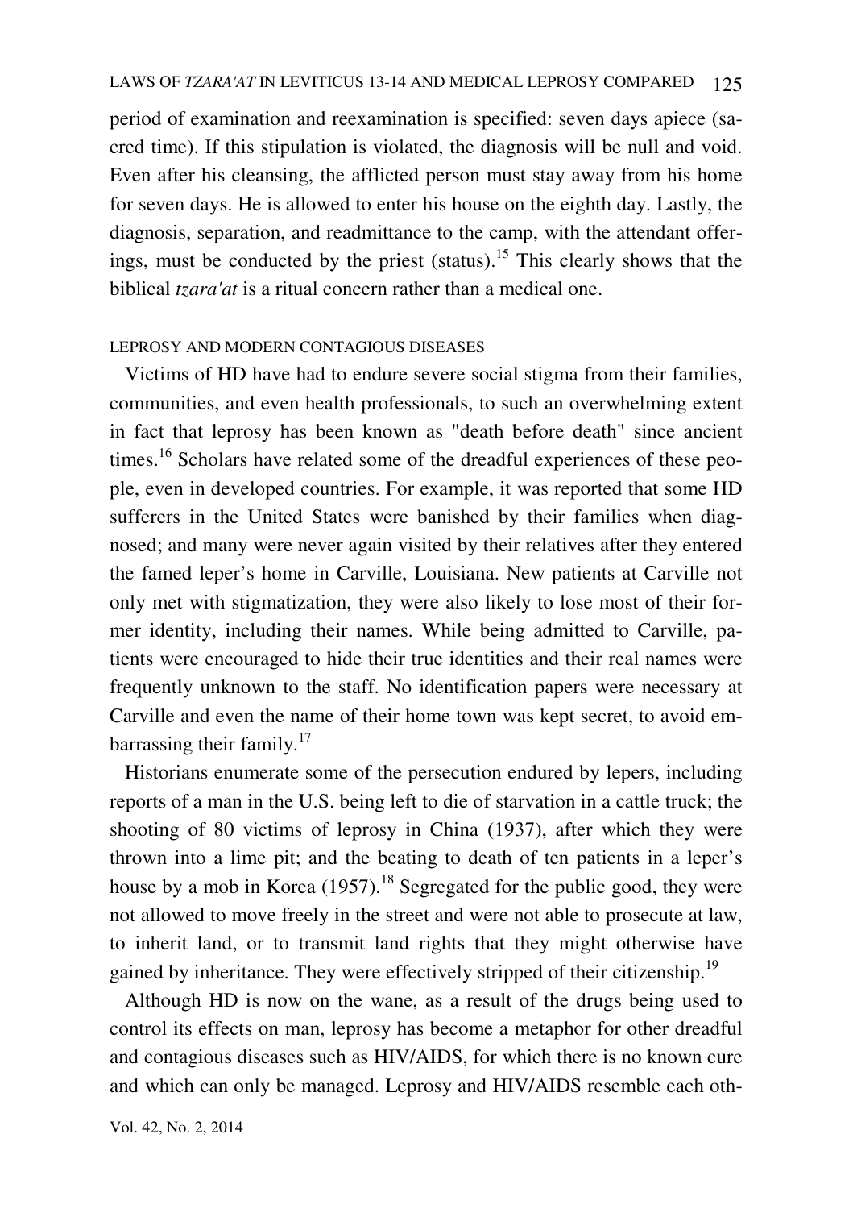period of examination and reexamination is specified: seven days apiece (sacred time). If this stipulation is violated, the diagnosis will be null and void. Even after his cleansing, the afflicted person must stay away from his home for seven days. He is allowed to enter his house on the eighth day. Lastly, the diagnosis, separation, and readmittance to the camp, with the attendant offerings, must be conducted by the priest (status).[15] This clearly shows that the biblical *tzara'at* is a ritual concern rather than a medical one.

## LEPROSY AND MODERN CONTAGIOUS DISEASES

Victims of HD have had to endure severe social stigma from their families, communities, and even health professionals, to such an overwhelming extent in fact that leprosy has been known as "death before death" since ancient times.[16] Scholars have related some of the dreadful experiences of these people, even in developed countries. For example, it was reported that some HD sufferers in the United States were banished by their families when diagnosed; and many were never again visited by their relatives after they entered the famed leper's home in Carville, Louisiana. New patients at Carville not only met with stigmatization, they were also likely to lose most of their former identity, including their names. While being admitted to Carville, patients were encouraged to hide their true identities and their real names were frequently unknown to the staff. No identification papers were necessary at Carville and even the name of their home town was kept secret, to avoid embarrassing their family.[17]

Historians enumerate some of the persecution endured by lepers, including reports of a man in the U.S. being left to die of starvation in a cattle truck; the shooting of 80 victims of leprosy in China (1937), after which they were thrown into a lime pit; and the beating to death of ten patients in a leper's house by a mob in Korea (1957).[18] Segregated for the public good, they were not allowed to move freely in the street and were not able to prosecute at law, to inherit land, or to transmit land rights that they might otherwise have gained by inheritance. They were effectively stripped of their citizenship.[19]

Although HD is now on the wane, as a result of the drugs being used to control its effects on man, leprosy has become a metaphor for other dreadful and contagious diseases such as HIV/AIDS, for which there is no known cure and which can only be managed. Leprosy and HIV/AIDS resemble each oth-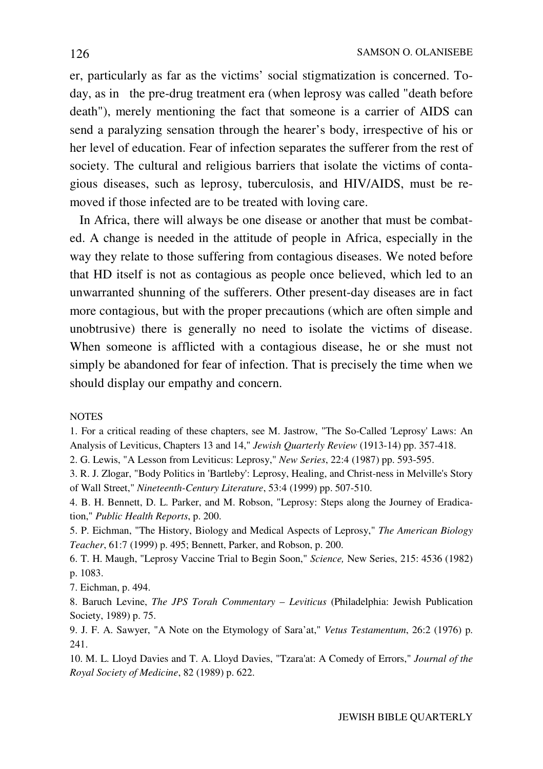er, particularly as far as the victims' social stigmatization is concerned. Today, as in the pre-drug treatment era (when leprosy was called "death before death"), merely mentioning the fact that someone is a carrier of AIDS can send a paralyzing sensation through the hearer's body, irrespective of his or her level of education. Fear of infection separates the sufferer from the rest of society. The cultural and religious barriers that isolate the victims of contagious diseases, such as leprosy, tuberculosis, and HIV/AIDS, must be removed if those infected are to be treated with loving care.

In Africa, there will always be one disease or another that must be combated. A change is needed in the attitude of people in Africa, especially in the way they relate to those suffering from contagious diseases. We noted before that HD itself is not as contagious as people once believed, which led to an unwarranted shunning of the sufferers. Other present-day diseases are in fact more contagious, but with the proper precautions (which are often simple and unobtrusive) there is generally no need to isolate the victims of disease. When someone is afflicted with a contagious disease, he or she must not simply be abandoned for fear of infection. That is precisely the time when we should display our empathy and concern.

NOTES

1. For a critical reading of these chapters, see M. Jastrow, "The So-Called 'Leprosy' Laws: An Analysis of Leviticus, Chapters 13 and 14," *Jewish Quarterly Review* (1913-14) pp. 357-418.
2. G. Lewis, "A Lesson from Leviticus: Leprosy," *New Series*, 22:4 (1987) pp. 593-595.
3. R. J. Zlogar, "Body Politics in 'Bartleby': Leprosy, Healing, and Christ-ness in Melville's Story of Wall Street," *Nineteenth-Century Literature*, 53:4 (1999) pp. 507-510.
4. B. H. Bennett, D. L. Parker, and M. Robson, "Leprosy: Steps along the Journey of Eradication," *Public Health Reports*, p. 200.
5. P. Eichman, "The History, Biology and Medical Aspects of Leprosy," *The American Biology Teacher*, 61:7 (1999) p. 495; Bennett, Parker, and Robson, p. 200.
6. T. H. Maugh, "Leprosy Vaccine Trial to Begin Soon," *Science,* New Series, 215: 4536 (1982) p. 1083.
7. Eichman, p. 494.
8. Baruch Levine, *The JPS Torah Commentary – Leviticus* (Philadelphia: Jewish Publication Society, 1989) p. 75.
9. J. F. A. Sawyer, "A Note on the Etymology of Sara'at," *Vetus Testamentum*, 26:2 (1976) p. 241.
10. M. L. Lloyd Davies and T. A. Lloyd Davies, "Tzara'at: A Comedy of Errors," *Journal of the Royal Society of Medicine*, 82 (1989) p. 622.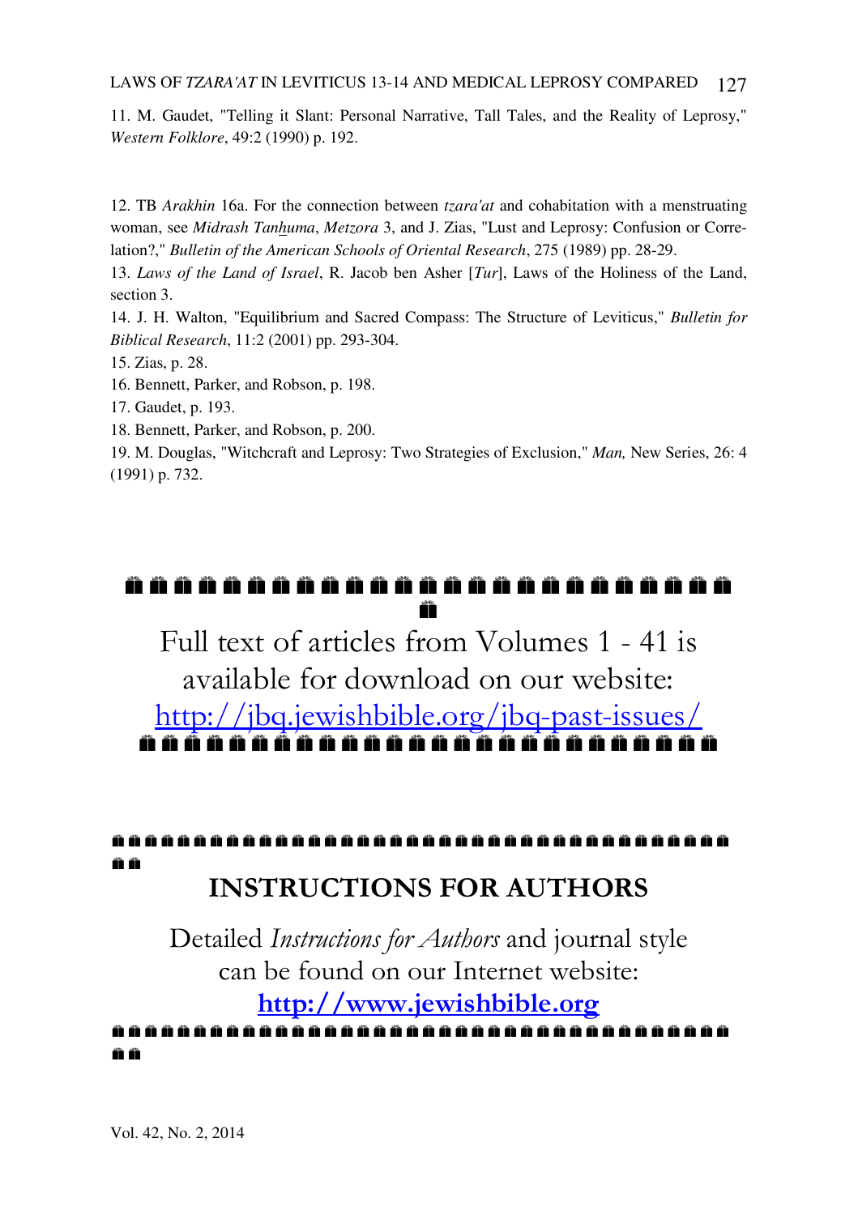11. M. Gaudet, "Telling it Slant: Personal Narrative, Tall Tales, and the Reality of Leprosy," *Western Folklore*, 49:2 (1990) p. 192.

12. TB *Arakhin* 16a. For the connection between *tzara'at* and cohabitation with a menstruating woman, see *Midrash Tanhuma*, *Metzora* 3, and J. Zias, "Lust and Leprosy: Confusion or Correlation?," *Bulletin of the American Schools of Oriental Research*, 275 (1989) pp. 28-29.

13. *Laws of the Land of Israel*, R. Jacob ben Asher [*Tur*], Laws of the Holiness of the Land, section 3.

14. J. H. Walton, "Equilibrium and Sacred Compass: The Structure of Leviticus," *Bulletin for Biblical Research*, 11:2 (2001) pp. 293-304.

15. Zias, p. 28.

16. Bennett, Parker, and Robson, p. 198.

17. Gaudet, p. 193.

18. Bennett, Parker, and Robson, p. 200.

19. M. Douglas, "Witchcraft and Leprosy: Two Strategies of Exclusion," *Man,* New Series, 26: 4 (1991) p. 732.

---

Full text of articles from Volumes 1 - 41 is available for download on our website: http://jbq.jewishbible.org/jbq-past-issues/

---

## INSTRUCTIONS FOR AUTHORS

Detailed *Instructions for Authors* and journal style can be found on our Internet website: **http://www.jewishbible.org**

---